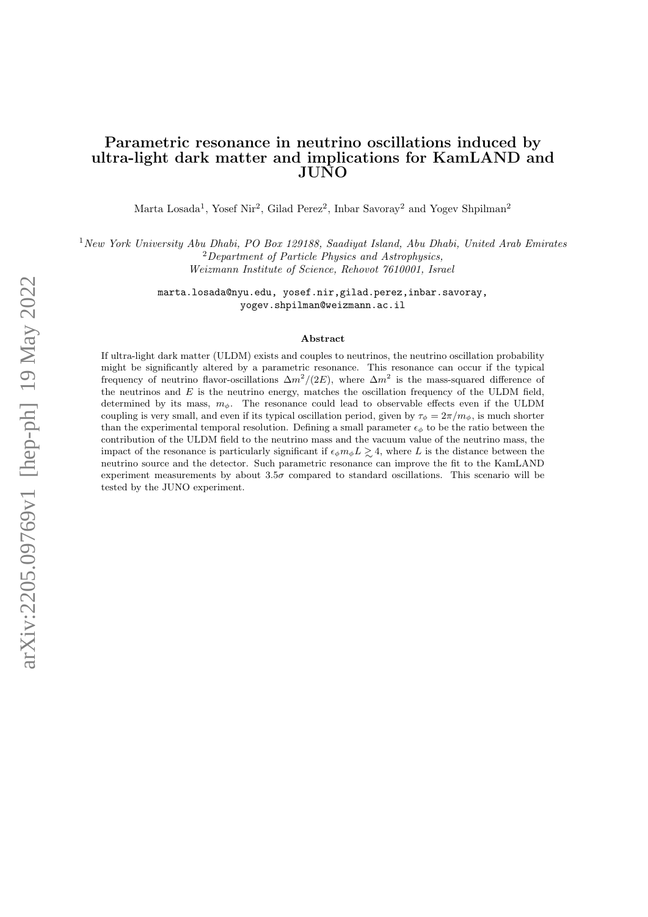# Parametric resonance in neutrino oscillations induced by ultra-light dark matter and implications for KamLAND and JUNO

Marta Losada[1], Yosef Nir[2], Gilad Perez[2], Inbar Savoray[2] and Yogev Shpilman[2]

[1] *New York University Abu Dhabi, PO Box 129188, Saadiyat Island, Abu Dhabi, United Arab Emirates*
[2] *Department of Particle Physics and Astrophysics, Weizmann Institute of Science, Rehovot 7610001, Israel*

marta.losada@nyu.edu, yosef.nir,gilad.perez,inbar.savoray, yogev.shpilman@weizmann.ac.il

## Abstract

If ultra-light dark matter (ULDM) exists and couples to neutrinos, the neutrino oscillation probability might be significantly altered by a parametric resonance. This resonance can occur if the typical frequency of neutrino flavor-oscillations $\Delta m^2/(2E)$, where $\Delta m^2$ is the mass-squared difference of the neutrinos and $E$ is the neutrino energy, matches the oscillation frequency of the ULDM field, determined by its mass, $m_\phi$. The resonance could lead to observable effects even if the ULDM coupling is very small, and even if its typical oscillation period, given by $\tau_\phi = 2\pi/m_\phi$, is much shorter than the experimental temporal resolution. Defining a small parameter $\epsilon_\phi$ to be the ratio between the contribution of the ULDM field to the neutrino mass and the vacuum value of the neutrino mass, the impact of the resonance is particularly significant if $\epsilon_\phi m_\phi L \gtrsim 4$, where $L$ is the distance between the neutrino source and the detector. Such parametric resonance can improve the fit to the KamLAND experiment measurements by about $3.5\sigma$ compared to standard oscillations. This scenario will be tested by the JUNO experiment.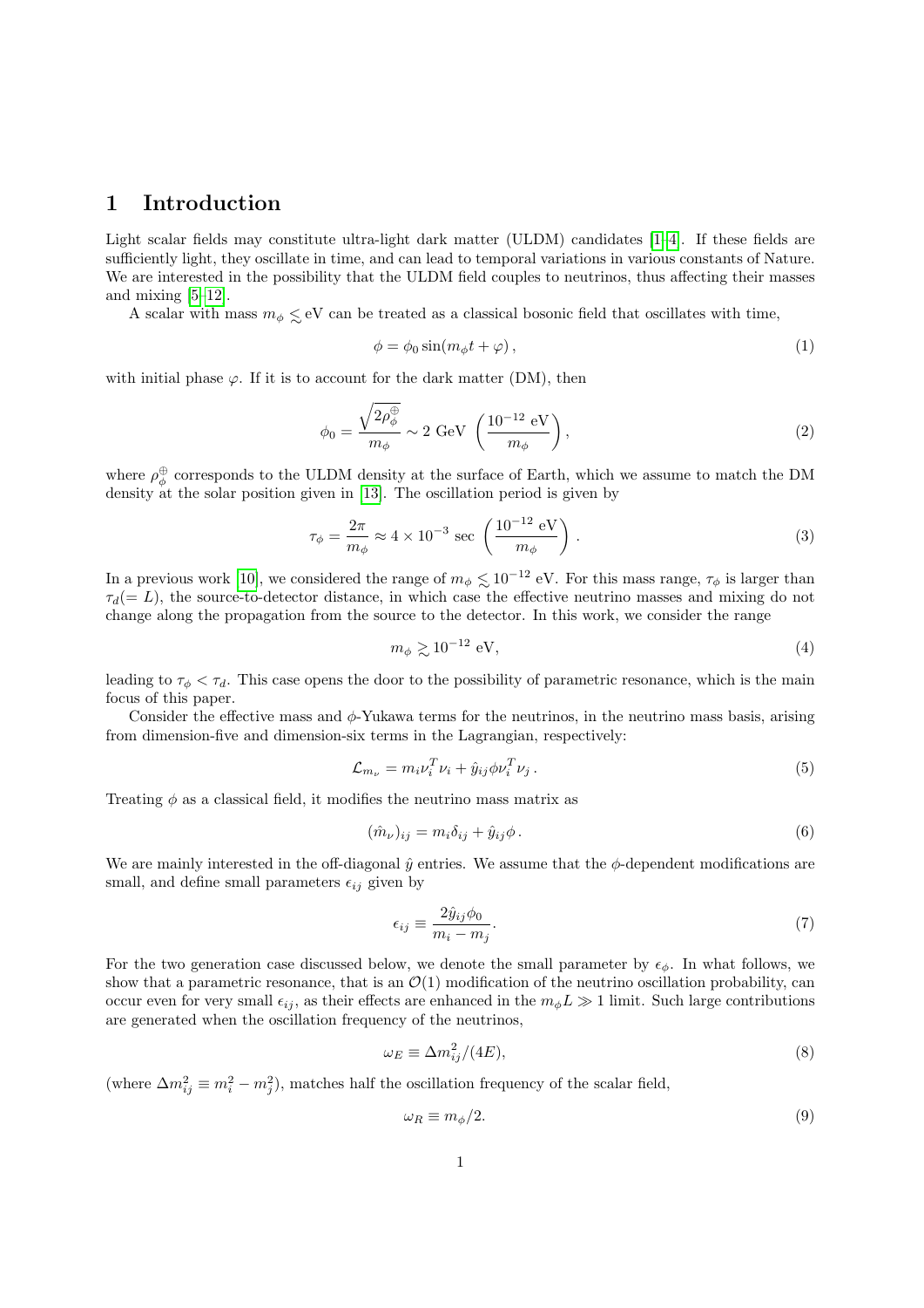# 1 Introduction

Light scalar fields may constitute ultra-light dark matter (ULDM) candidates [1–4]. If these fields are sufficiently light, they oscillate in time, and can lead to temporal variations in various constants of Nature. We are interested in the possibility that the ULDM field couples to neutrinos, thus affecting their masses and mixing [5–12].

A scalar with mass $m_\phi \lesssim$ eV can be treated as a classical bosonic field that oscillates with time,

$$\phi = \phi_0 \sin(m_\phi t + \varphi)\,, \tag{1}$$

with initial phase $\varphi$. If it is to account for the dark matter (DM), then

$$\phi_0 = \frac{\sqrt{2\rho_\phi^\oplus}}{m_\phi} \sim 2\ \text{GeV}\ \left(\frac{10^{-12}\ \text{eV}}{m_\phi}\right), \tag{2}$$

where $\rho_\phi^\oplus$ corresponds to the ULDM density at the surface of Earth, which we assume to match the DM density at the solar position given in [13]. The oscillation period is given by

$$\tau_\phi = \frac{2\pi}{m_\phi} \approx 4\times 10^{-3}\ \text{sec}\ \left(\frac{10^{-12}\ \text{eV}}{m_\phi}\right). \tag{3}$$

In a previous work [10], we considered the range of $m_\phi \lesssim 10^{-12}$ eV. For this mass range, $\tau_\phi$ is larger than $\tau_d(= L)$, the source-to-detector distance, in which case the effective neutrino masses and mixing do not change along the propagation from the source to the detector. In this work, we consider the range

$$m_\phi \gtrsim 10^{-12}\ \text{eV}, \tag{4}$$

leading to $\tau_\phi < \tau_d$. This case opens the door to the possibility of parametric resonance, which is the main focus of this paper.

Consider the effective mass and $\phi$-Yukawa terms for the neutrinos, in the neutrino mass basis, arising from dimension-five and dimension-six terms in the Lagrangian, respectively:

$$\mathcal{L}_{m_\nu} = m_i \nu_i^T \nu_i + \hat{y}_{ij}\phi\nu_i^T\nu_j\,. \tag{5}$$

Treating $\phi$ as a classical field, it modifies the neutrino mass matrix as

$$(\hat{m}_\nu)_{ij} = m_i\delta_{ij} + \hat{y}_{ij}\phi\,. \tag{6}$$

We are mainly interested in the off-diagonal $\hat{y}$ entries. We assume that the $\phi$-dependent modifications are small, and define small parameters $\epsilon_{ij}$ given by

$$\epsilon_{ij} \equiv \frac{2\hat{y}_{ij}\phi_0}{m_i - m_j}. \tag{7}$$

For the two generation case discussed below, we denote the small parameter by $\epsilon_\phi$. In what follows, we show that a parametric resonance, that is an $\mathcal{O}(1)$ modification of the neutrino oscillation probability, can occur even for very small $\epsilon_{ij}$, as their effects are enhanced in the $m_\phi L \gg 1$ limit. Such large contributions are generated when the oscillation frequency of the neutrinos,

$$\omega_E \equiv \Delta m_{ij}^2/(4E), \tag{8}$$

(where $\Delta m_{ij}^2 \equiv m_i^2 - m_j^2$), matches half the oscillation frequency of the scalar field,

$$\omega_R \equiv m_\phi/2. \tag{9}$$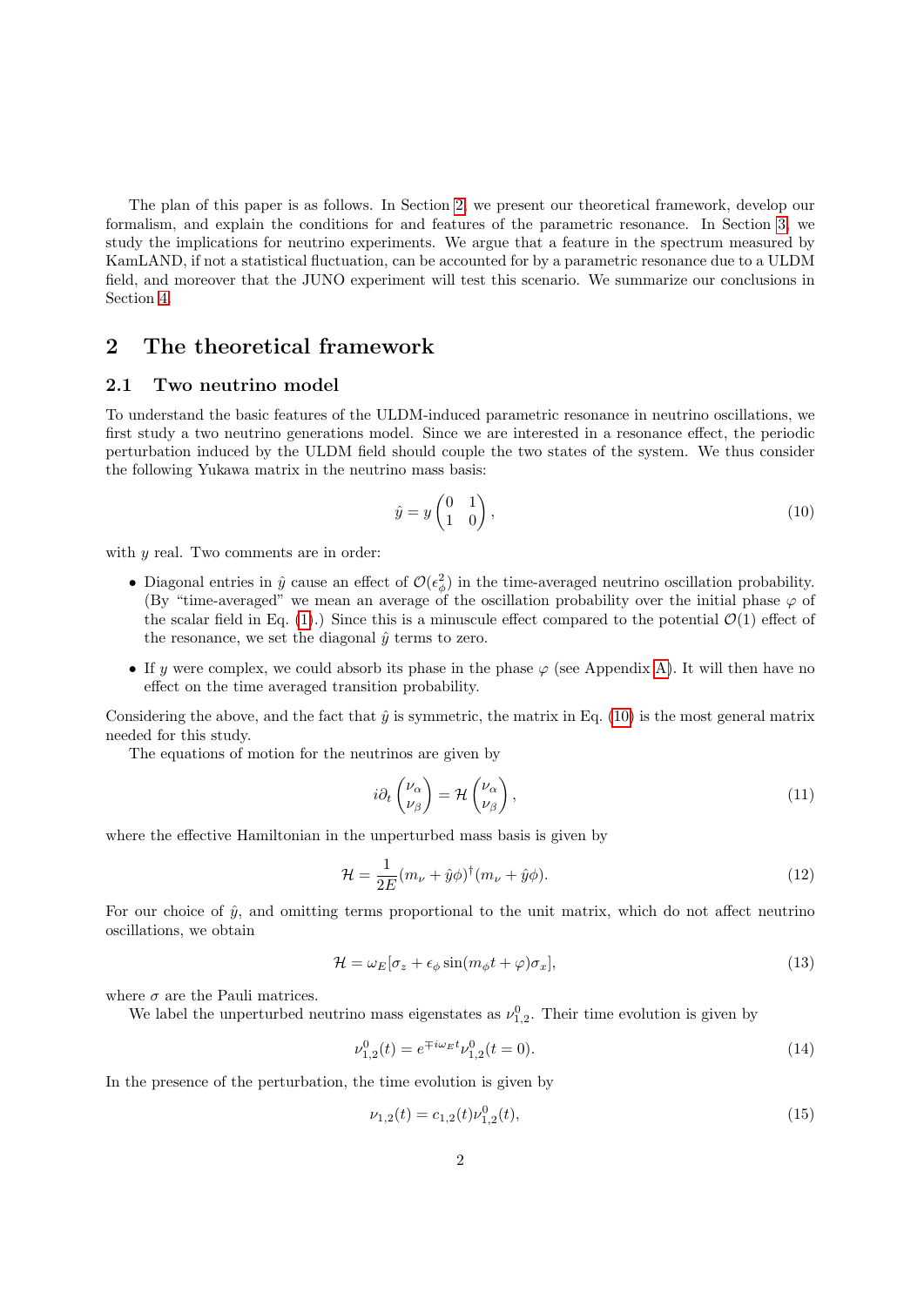The plan of this paper is as follows. In Section 2, we present our theoretical framework, develop our formalism, and explain the conditions for and features of the parametric resonance. In Section 3, we study the implications for neutrino experiments. We argue that a feature in the spectrum measured by KamLAND, if not a statistical fluctuation, can be accounted for by a parametric resonance due to a ULDM field, and moreover that the JUNO experiment will test this scenario. We summarize our conclusions in Section 4.

## 2 The theoretical framework

### 2.1 Two neutrino model

To understand the basic features of the ULDM-induced parametric resonance in neutrino oscillations, we first study a two neutrino generations model. Since we are interested in a resonance effect, the periodic perturbation induced by the ULDM field should couple the two states of the system. We thus consider the following Yukawa matrix in the neutrino mass basis:

$$\hat{y} = y \begin{pmatrix} 0 & 1 \\ 1 & 0 \end{pmatrix}, \tag{10}$$

with $y$ real. Two comments are in order:

- Diagonal entries in $\hat{y}$ cause an effect of $\mathcal{O}(\epsilon_\phi^2)$ in the time-averaged neutrino oscillation probability. (By "time-averaged" we mean an average of the oscillation probability over the initial phase $\varphi$ of the scalar field in Eq. (1).) Since this is a minuscule effect compared to the potential $\mathcal{O}(1)$ effect of the resonance, we set the diagonal $\hat{y}$ terms to zero.
- If $y$ were complex, we could absorb its phase in the phase $\varphi$ (see Appendix A). It will then have no effect on the time averaged transition probability.

Considering the above, and the fact that $\hat{y}$ is symmetric, the matrix in Eq. (10) is the most general matrix needed for this study.

The equations of motion for the neutrinos are given by

$$i\partial_t \begin{pmatrix} \nu_\alpha \\ \nu_\beta \end{pmatrix} = \mathcal{H} \begin{pmatrix} \nu_\alpha \\ \nu_\beta \end{pmatrix}, \tag{11}$$

where the effective Hamiltonian in the unperturbed mass basis is given by

$$\mathcal{H} = \frac{1}{2E}(m_\nu + \hat{y}\phi)^\dagger (m_\nu + \hat{y}\phi). \tag{12}$$

For our choice of $\hat{y}$, and omitting terms proportional to the unit matrix, which do not affect neutrino oscillations, we obtain

$$\mathcal{H} = \omega_E[\sigma_z + \epsilon_\phi \sin(m_\phi t + \varphi)\sigma_x], \tag{13}$$

where $\sigma$ are the Pauli matrices.

We label the unperturbed neutrino mass eigenstates as $\nu_{1,2}^0$. Their time evolution is given by

$$\nu_{1,2}^0(t) = e^{\mp i\omega_E t}\nu_{1,2}^0(t=0). \tag{14}$$

In the presence of the perturbation, the time evolution is given by

$$\nu_{1,2}(t) = c_{1,2}(t)\nu_{1,2}^0(t), \tag{15}$$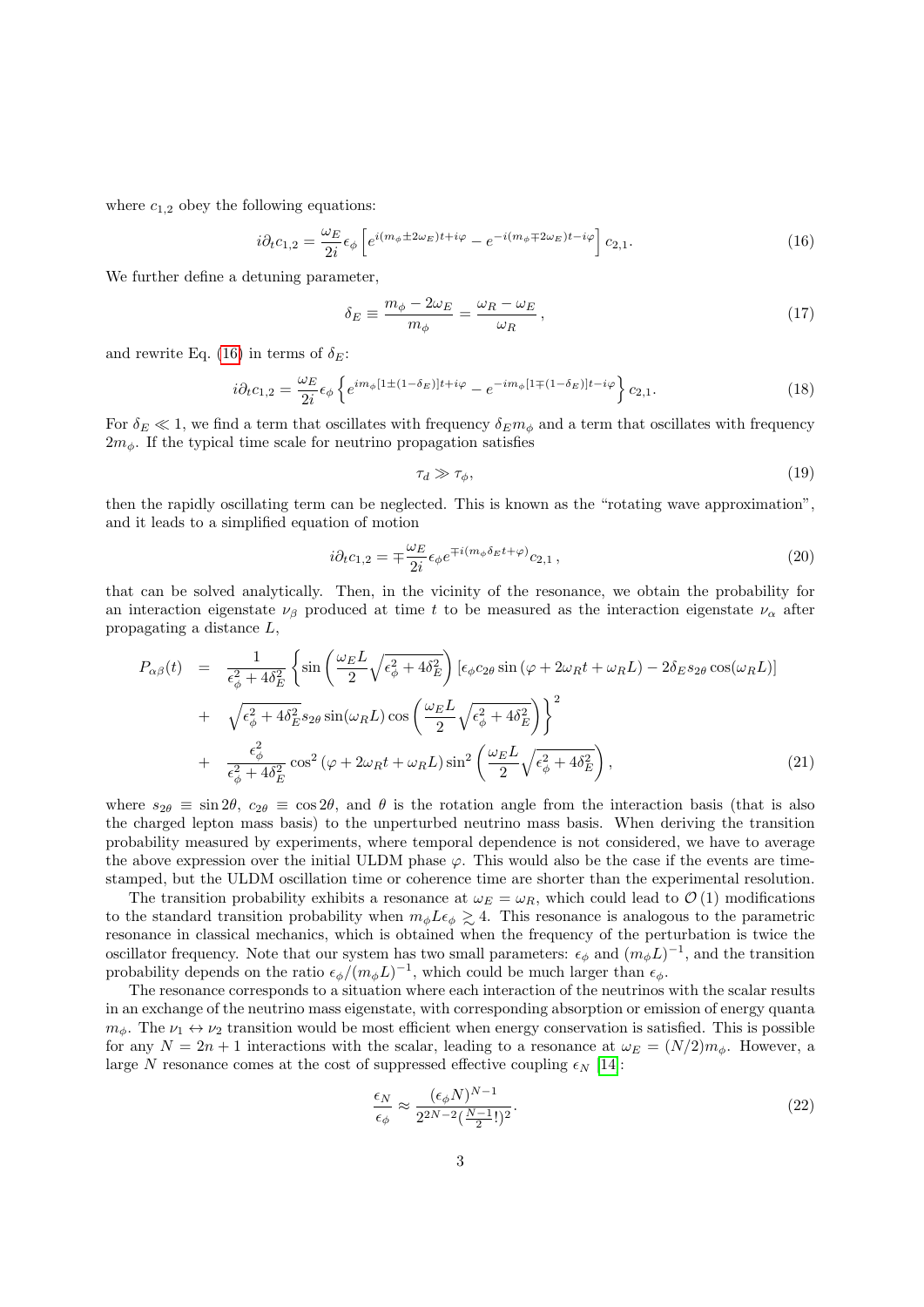where $c_{1,2}$ obey the following equations:

$$i\partial_t c_{1,2} = \frac{\omega_E}{2i}\epsilon_\phi \left[ e^{i(m_\phi \pm 2\omega_E)t + i\varphi} - e^{-i(m_\phi \mp 2\omega_E)t - i\varphi} \right] c_{2,1}. \tag{16}$$

We further define a detuning parameter,

$$\delta_E \equiv \frac{m_\phi - 2\omega_E}{m_\phi} = \frac{\omega_R - \omega_E}{\omega_R}\,, \tag{17}$$

and rewrite Eq. (16) in terms of $\delta_E$:

$$i\partial_t c_{1,2} = \frac{\omega_E}{2i}\epsilon_\phi \left\{ e^{im_\phi[1\pm(1-\delta_E)]t + i\varphi} - e^{-im_\phi[1\mp(1-\delta_E)]t - i\varphi} \right\} c_{2,1}. \tag{18}$$

For $\delta_E \ll 1$, we find a term that oscillates with frequency $\delta_E m_\phi$ and a term that oscillates with frequency $2m_\phi$. If the typical time scale for neutrino propagation satisfies

$$\tau_d \gg \tau_\phi, \tag{19}$$

then the rapidly oscillating term can be neglected. This is known as the "rotating wave approximation", and it leads to a simplified equation of motion

$$i\partial_t c_{1,2} = \mp\frac{\omega_E}{2i}\epsilon_\phi e^{\mp i(m_\phi \delta_E t + \varphi)} c_{2,1}\,, \tag{20}$$

that can be solved analytically. Then, in the vicinity of the resonance, we obtain the probability for an interaction eigenstate $\nu_\beta$ produced at time $t$ to be measured as the interaction eigenstate $\nu_\alpha$ after propagating a distance $L$,

$$\begin{aligned}
P_{\alpha\beta}(t) &= \frac{1}{\epsilon_\phi^2 + 4\delta_E^2}\left\{ \sin\left(\frac{\omega_E L}{2}\sqrt{\epsilon_\phi^2 + 4\delta_E^2}\right)\left[\epsilon_\phi c_{2\theta}\sin\left(\varphi + 2\omega_R t + \omega_R L\right) - 2\delta_E s_{2\theta}\cos(\omega_R L)\right]\right. \\
&+ \left.\sqrt{\epsilon_\phi^2 + 4\delta_E^2}\, s_{2\theta}\sin(\omega_R L)\cos\left(\frac{\omega_E L}{2}\sqrt{\epsilon_\phi^2 + 4\delta_E^2}\right)\right\}^2 \\
&+ \frac{\epsilon_\phi^2}{\epsilon_\phi^2 + 4\delta_E^2}\cos^2\left(\varphi + 2\omega_R t + \omega_R L\right)\sin^2\left(\frac{\omega_E L}{2}\sqrt{\epsilon_\phi^2 + 4\delta_E^2}\right),
\end{aligned} \tag{21}$$

where $s_{2\theta} \equiv \sin 2\theta$, $c_{2\theta} \equiv \cos 2\theta$, and $\theta$ is the rotation angle from the interaction basis (that is also the charged lepton mass basis) to the unperturbed neutrino mass basis. When deriving the transition probability measured by experiments, where temporal dependence is not considered, we have to average the above expression over the initial ULDM phase $\varphi$. This would also be the case if the events are time-stamped, but the ULDM oscillation time or coherence time are shorter than the experimental resolution.

The transition probability exhibits a resonance at $\omega_E = \omega_R$, which could lead to $\mathcal{O}(1)$ modifications to the standard transition probability when $m_\phi L \epsilon_\phi \gtrsim 4$. This resonance is analogous to the parametric resonance in classical mechanics, which is obtained when the frequency of the perturbation is twice the oscillator frequency. Note that our system has two small parameters: $\epsilon_\phi$ and $(m_\phi L)^{-1}$, and the transition probability depends on the ratio $\epsilon_\phi/(m_\phi L)^{-1}$, which could be much larger than $\epsilon_\phi$.

The resonance corresponds to a situation where each interaction of the neutrinos with the scalar results in an exchange of the neutrino mass eigenstate, with corresponding absorption or emission of energy quanta $m_\phi$. The $\nu_1 \leftrightarrow \nu_2$ transition would be most efficient when energy conservation is satisfied. This is possible for any $N = 2n + 1$ interactions with the scalar, leading to a resonance at $\omega_E = (N/2)m_\phi$. However, a large $N$ resonance comes at the cost of suppressed effective coupling $\epsilon_N$ [14]:

$$\frac{\epsilon_N}{\epsilon_\phi} \approx \frac{(\epsilon_\phi N)^{N-1}}{2^{2N-2}(\frac{N-1}{2}!)^2}. \tag{22}$$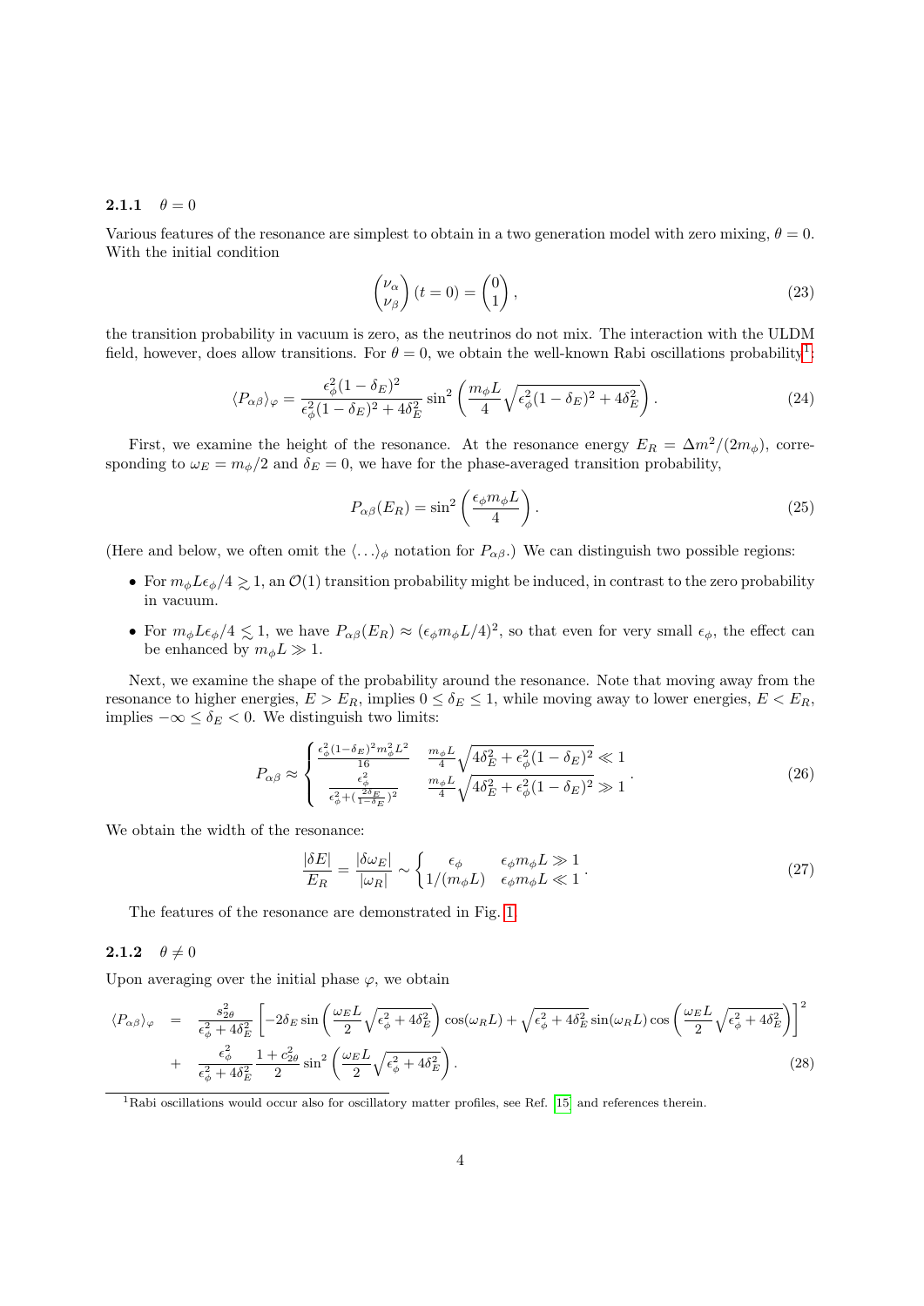### 2.1.1 $\theta = 0$

Various features of the resonance are simplest to obtain in a two generation model with zero mixing, $\theta = 0$. With the initial condition

$$\begin{pmatrix} \nu_\alpha \\ \nu_\beta \end{pmatrix} (t=0) = \begin{pmatrix} 0 \\ 1 \end{pmatrix}, \tag{23}$$

the transition probability in vacuum is zero, as the neutrinos do not mix. The interaction with the ULDM field, however, does allow transitions. For $\theta = 0$, we obtain the well-known Rabi oscillations probability[1]:

$$\langle P_{\alpha\beta} \rangle_\varphi = \frac{\epsilon_\phi^2 (1-\delta_E)^2}{\epsilon_\phi^2 (1-\delta_E)^2 + 4\delta_E^2} \sin^2 \left( \frac{m_\phi L}{4} \sqrt{\epsilon_\phi^2 (1-\delta_E)^2 + 4\delta_E^2} \right). \tag{24}$$

First, we examine the height of the resonance. At the resonance energy $E_R = \Delta m^2/(2m_\phi)$, corresponding to $\omega_E = m_\phi/2$ and $\delta_E = 0$, we have for the phase-averaged transition probability,

$$P_{\alpha\beta}(E_R) = \sin^2 \left( \frac{\epsilon_\phi m_\phi L}{4} \right). \tag{25}$$

(Here and below, we often omit the $\langle \ldots \rangle_\phi$ notation for $P_{\alpha\beta}$.) We can distinguish two possible regions:

- For $m_\phi L \epsilon_\phi / 4 \gtrsim 1$, an $\mathcal{O}(1)$ transition probability might be induced, in contrast to the zero probability in vacuum.
- For $m_\phi L \epsilon_\phi / 4 \lesssim 1$, we have $P_{\alpha\beta}(E_R) \approx (\epsilon_\phi m_\phi L/4)^2$, so that even for very small $\epsilon_\phi$, the effect can be enhanced by $m_\phi L \gg 1$.

Next, we examine the shape of the probability around the resonance. Note that moving away from the resonance to higher energies, $E > E_R$, implies $0 \leq \delta_E \leq 1$, while moving away to lower energies, $E < E_R$, implies $-\infty \leq \delta_E < 0$. We distinguish two limits:

$$P_{\alpha\beta} \approx \begin{cases} \frac{\epsilon_\phi^2 (1-\delta_E)^2 m_\phi^2 L^2}{16} & \frac{m_\phi L}{4} \sqrt{4\delta_E^2 + \epsilon_\phi^2 (1-\delta_E)^2} \ll 1 \\ \frac{\epsilon_\phi^2}{\epsilon_\phi^2 + (\frac{2\delta_E}{1-\delta_E})^2} & \frac{m_\phi L}{4} \sqrt{4\delta_E^2 + \epsilon_\phi^2 (1-\delta_E)^2} \gg 1 \end{cases}. \tag{26}$$

We obtain the width of the resonance:

$$\frac{|\delta E|}{E_R} = \frac{|\delta \omega_E|}{|\omega_R|} \sim \begin{cases} \epsilon_\phi & \epsilon_\phi m_\phi L \gg 1 \\ 1/(m_\phi L) & \epsilon_\phi m_\phi L \ll 1 \end{cases}. \tag{27}$$

The features of the resonance are demonstrated in Fig. 1.

### 2.1.2 $\theta \neq 0$

Upon averaging over the initial phase $\varphi$, we obtain

$$\begin{aligned} \langle P_{\alpha\beta} \rangle_\varphi &= \frac{s_{2\theta}^2}{\epsilon_\phi^2 + 4\delta_E^2} \left[ -2\delta_E \sin \left( \frac{\omega_E L}{2} \sqrt{\epsilon_\phi^2 + 4\delta_E^2} \right) \cos(\omega_R L) + \sqrt{\epsilon_\phi^2 + 4\delta_E^2} \sin(\omega_R L) \cos \left( \frac{\omega_E L}{2} \sqrt{\epsilon_\phi^2 + 4\delta_E^2} \right) \right]^2 \\ &+ \frac{\epsilon_\phi^2}{\epsilon_\phi^2 + 4\delta_E^2} \frac{1 + c_{2\theta}^2}{2} \sin^2 \left( \frac{\omega_E L}{2} \sqrt{\epsilon_\phi^2 + 4\delta_E^2} \right). \end{aligned} \tag{28}$$

[1] Rabi oscillations would occur also for oscillatory matter profiles, see Ref. [15] and references therein.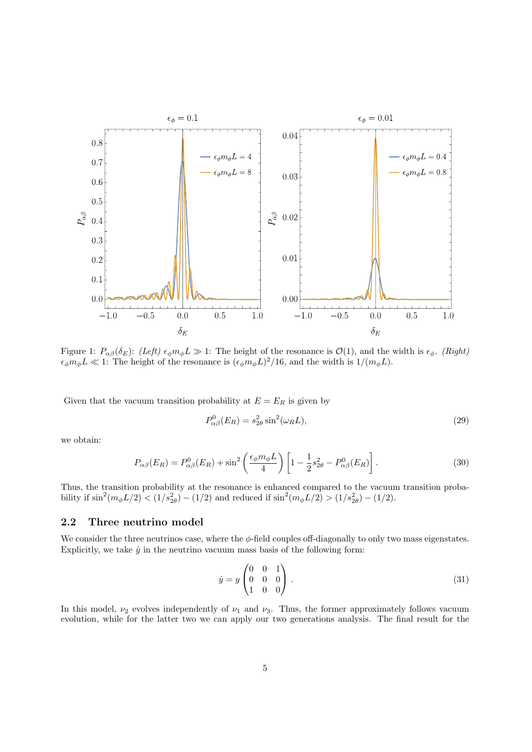Figure 1: $P_{\alpha\beta}(\delta_E)$: *(Left)* $\epsilon_\phi m_\phi L \gg 1$: The height of the resonance is $\mathcal{O}(1)$, and the width is $\epsilon_\phi$. *(Right)* $\epsilon_\phi m_\phi L \ll 1$: The height of the resonance is $(\epsilon_\phi m_\phi L)^2/16$, and the width is $1/(m_\phi L)$.

Given that the vacuum transition probability at $E = E_R$ is given by

$$P^0_{\alpha\beta}(E_R) = s^2_{2\theta} \sin^2(\omega_R L), \tag{29}$$

we obtain:

$$P_{\alpha\beta}(E_R) = P^0_{\alpha\beta}(E_R) + \sin^2\left(\frac{\epsilon_\phi m_\phi L}{4}\right)\left[1 - \frac{1}{2}s^2_{2\theta} - P^0_{\alpha\beta}(E_R)\right]. \tag{30}$$

Thus, the transition probability at the resonance is enhanced compared to the vacuum transition probability if $\sin^2(m_\phi L/2) < (1/s^2_{2\theta}) - (1/2)$ and reduced if $\sin^2(m_\phi L/2) > (1/s^2_{2\theta}) - (1/2)$.

### 2.2 Three neutrino model

We consider the three neutrinos case, where the $\phi$-field couples off-diagonally to only two mass eigenstates. Explicitly, we take $\hat{y}$ in the neutrino vacuum mass basis of the following form:

$$\hat{y} = y\begin{pmatrix} 0 & 0 & 1 \\ 0 & 0 & 0 \\ 1 & 0 & 0 \end{pmatrix}. \tag{31}$$

In this model, $\nu_2$ evolves independently of $\nu_1$ and $\nu_3$. Thus, the former approximately follows vacuum evolution, while for the latter two we can apply our two generations analysis. The final result for the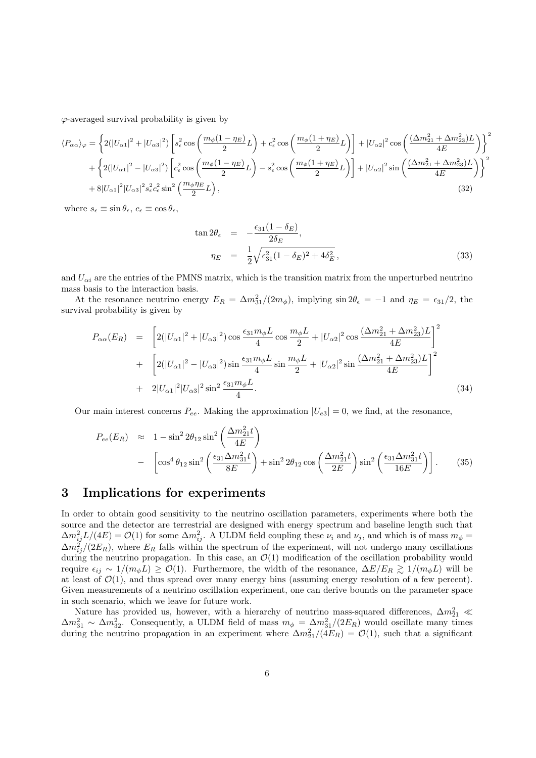$\varphi$-averaged survival probability is given by

$$
\begin{aligned}
\langle P_{\alpha\alpha}\rangle_\varphi = &\left\{2(|U_{\alpha 1}|^2+|U_{\alpha 3}|^2)\left[s_\epsilon^2\cos\left(\frac{m_\phi(1-\eta_E)}{2}L\right)+c_\epsilon^2\cos\left(\frac{m_\phi(1+\eta_E)}{2}L\right)\right]+|U_{\alpha 2}|^2\cos\left(\frac{(\Delta m_{21}^2+\Delta m_{23}^2)L}{4E}\right)\right\}^2 \\
&+\left\{2(|U_{\alpha 1}|^2-|U_{\alpha 3}|^2)\left[c_\epsilon^2\cos\left(\frac{m_\phi(1-\eta_E)}{2}L\right)-s_\epsilon^2\cos\left(\frac{m_\phi(1+\eta_E)}{2}L\right)\right]+|U_{\alpha 2}|^2\sin\left(\frac{(\Delta m_{21}^2+\Delta m_{23}^2)L}{4E}\right)\right\}^2 \\
&+8|U_{\alpha 1}|^2|U_{\alpha 3}|^2 s_\epsilon^2 c_\epsilon^2\sin^2\left(\frac{m_\phi\eta_E}{2}L\right), \qquad (32)
\end{aligned}
$$

where $s_\epsilon \equiv \sin\theta_\epsilon$, $c_\epsilon \equiv \cos\theta_\epsilon$,

$$
\begin{aligned}
\tan 2\theta_\epsilon &= -\frac{\epsilon_{31}(1-\delta_E)}{2\delta_E}, \\
\eta_E &= \frac{1}{2}\sqrt{\epsilon_{31}^2(1-\delta_E)^2+4\delta_E^2}, \qquad (33)
\end{aligned}
$$

and $U_{\alpha i}$ are the entries of the PMNS matrix, which is the transition matrix from the unperturbed neutrino mass basis to the interaction basis.

At the resonance neutrino energy $E_R = \Delta m_{31}^2/(2m_\phi)$, implying $\sin 2\theta_\epsilon = -1$ and $\eta_E = \epsilon_{31}/2$, the survival probability is given by

$$
\begin{aligned}
P_{\alpha\alpha}(E_R) \;=\; &\left[2(|U_{\alpha 1}|^2+|U_{\alpha 3}|^2)\cos\frac{\epsilon_{31}m_\phi L}{4}\cos\frac{m_\phi L}{2}+|U_{\alpha 2}|^2\cos\frac{(\Delta m_{21}^2+\Delta m_{23}^2)L}{4E}\right]^2 \\
+ &\left[2(|U_{\alpha 1}|^2-|U_{\alpha 3}|^2)\sin\frac{\epsilon_{31}m_\phi L}{4}\sin\frac{m_\phi L}{2}+|U_{\alpha 2}|^2\sin\frac{(\Delta m_{21}^2+\Delta m_{23}^2)L}{4E}\right]^2 \\
+ &\; 2|U_{\alpha 1}|^2|U_{\alpha 3}|^2\sin^2\frac{\epsilon_{31}m_\phi L}{4}. \qquad (34)
\end{aligned}
$$

Our main interest concerns $P_{ee}$. Making the approximation $|U_{e3}| = 0$, we find, at the resonance,

$$
\begin{aligned}
P_{ee}(E_R) \;\approx\; & 1-\sin^2 2\theta_{12}\sin^2\left(\frac{\Delta m_{21}^2 t}{4E}\right) \\
- &\left[\cos^4\theta_{12}\sin^2\left(\frac{\epsilon_{31}\Delta m_{31}^2 t}{8E}\right)+\sin^2 2\theta_{12}\cos\left(\frac{\Delta m_{21}^2 t}{2E}\right)\sin^2\left(\frac{\epsilon_{31}\Delta m_{31}^2 t}{16E}\right)\right]. \qquad (35)
\end{aligned}
$$

## 3 Implications for experiments

In order to obtain good sensitivity to the neutrino oscillation parameters, experiments where both the source and the detector are terrestrial are designed with energy spectrum and baseline length such that $\Delta m_{ij}^2 L/(4E) = \mathcal{O}(1)$ for some $\Delta m_{ij}^2$. A ULDM field coupling these $\nu_i$ and $\nu_j$, and which is of mass $m_\phi = \Delta m_{ij}^2/(2E_R)$, where $E_R$ falls within the spectrum of the experiment, will not undergo many oscillations during the neutrino propagation. In this case, an $\mathcal{O}(1)$ modification of the oscillation probability would require $\epsilon_{ij} \sim 1/(m_\phi L) \geq \mathcal{O}(1)$. Furthermore, the width of the resonance, $\Delta E/E_R \gtrsim 1/(m_\phi L)$ will be at least of $\mathcal{O}(1)$, and thus spread over many energy bins (assuming energy resolution of a few percent). Given measurements of a neutrino oscillation experiment, one can derive bounds on the parameter space in such scenario, which we leave for future work.

Nature has provided us, however, with a hierarchy of neutrino mass-squared differences, $\Delta m_{21}^2 \ll \Delta m_{31}^2 \sim \Delta m_{32}^2$. Consequently, a ULDM field of mass $m_\phi = \Delta m_{31}^2/(2E_R)$ would oscillate many times during the neutrino propagation in an experiment where $\Delta m_{21}^2/(4E_R) = \mathcal{O}(1)$, such that a significant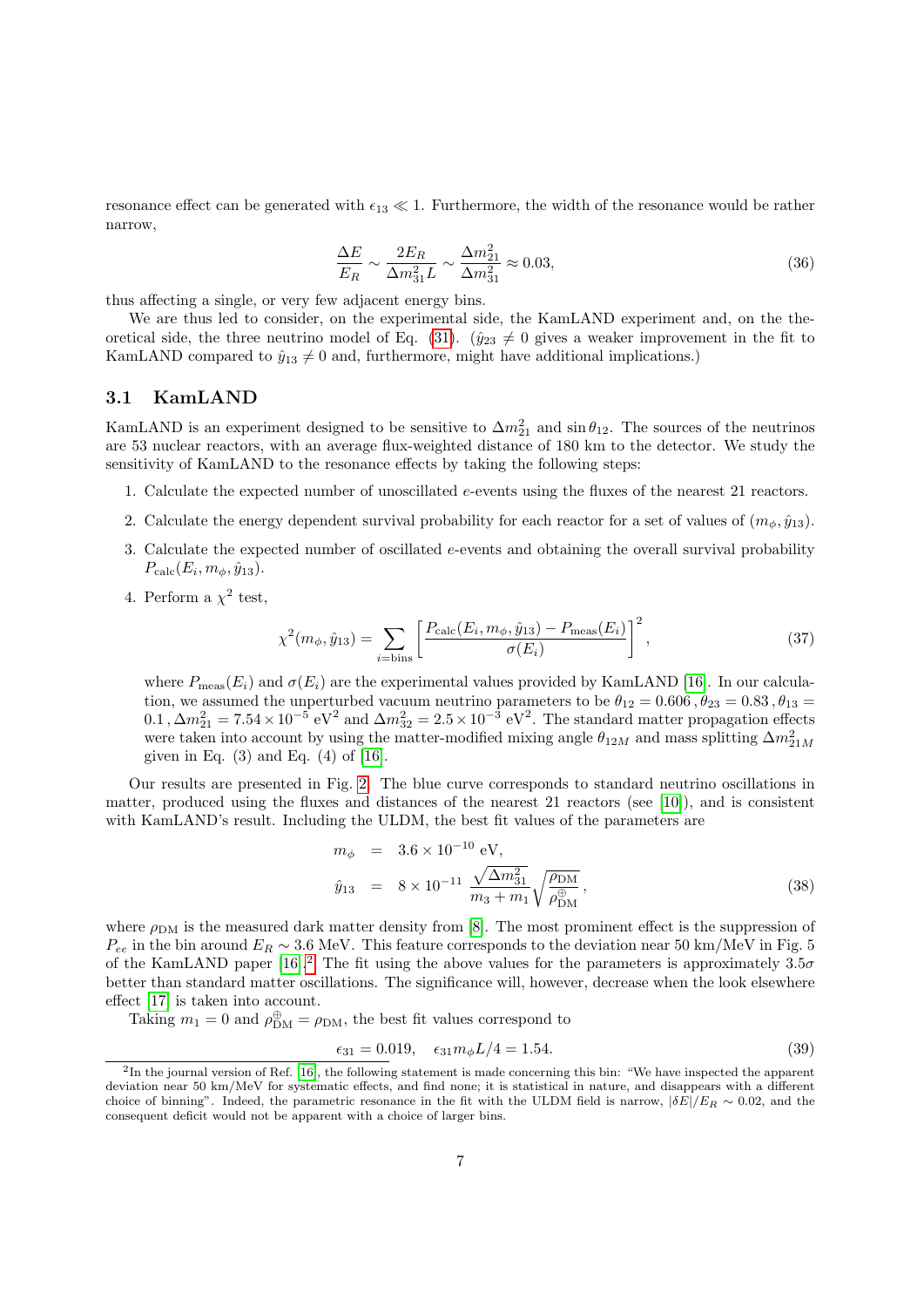resonance effect can be generated with $\epsilon_{13} \ll 1$. Furthermore, the width of the resonance would be rather narrow,

$$\frac{\Delta E}{E_R} \sim \frac{2E_R}{\Delta m_{31}^2 L} \sim \frac{\Delta m_{21}^2}{\Delta m_{31}^2} \approx 0.03, \tag{36}$$

thus affecting a single, or very few adjacent energy bins.

We are thus led to consider, on the experimental side, the KamLAND experiment and, on the theoretical side, the three neutrino model of Eq. (31). ($\hat{y}_{23} \neq 0$ gives a weaker improvement in the fit to KamLAND compared to $\hat{y}_{13} \neq 0$ and, furthermore, might have additional implications.)

### 3.1 KamLAND

KamLAND is an experiment designed to be sensitive to $\Delta m_{21}^2$ and $\sin\theta_{12}$. The sources of the neutrinos are 53 nuclear reactors, with an average flux-weighted distance of 180 km to the detector. We study the sensitivity of KamLAND to the resonance effects by taking the following steps:

1. Calculate the expected number of unoscillated $e$-events using the fluxes of the nearest 21 reactors.
2. Calculate the energy dependent survival probability for each reactor for a set of values of $(m_\phi, \hat{y}_{13})$.
3. Calculate the expected number of oscillated $e$-events and obtaining the overall survival probability $P_{\rm calc}(E_i, m_\phi, \hat{y}_{13})$.
4. Perform a $\chi^2$ test,

$$\chi^2(m_\phi, \hat{y}_{13}) = \sum_{i=\rm bins} \left[\frac{P_{\rm calc}(E_i, m_\phi, \hat{y}_{13}) - P_{\rm meas}(E_i)}{\sigma(E_i)}\right]^2, \tag{37}$$

where $P_{\rm meas}(E_i)$ and $\sigma(E_i)$ are the experimental values provided by KamLAND [16]. In our calculation, we assumed the unperturbed vacuum neutrino parameters to be $\theta_{12} = 0.606\,, \theta_{23} = 0.83\,, \theta_{13} = 0.1\,, \Delta m_{21}^2 = 7.54 \times 10^{-5}$ eV$^2$ and $\Delta m_{32}^2 = 2.5 \times 10^{-3}$ eV$^2$. The standard matter propagation effects were taken into account by using the matter-modified mixing angle $\theta_{12M}$ and mass splitting $\Delta m_{21M}^2$ given in Eq. (3) and Eq. (4) of [16].

Our results are presented in Fig. 2. The blue curve corresponds to standard neutrino oscillations in matter, produced using the fluxes and distances of the nearest 21 reactors (see [10]), and is consistent with KamLAND's result. Including the ULDM, the best fit values of the parameters are

$$\begin{aligned} m_\phi &= 3.6 \times 10^{-10}\ \text{eV}, \\ \hat{y}_{13} &= 8 \times 10^{-11}\ \frac{\sqrt{\Delta m_{31}^2}}{m_3 + m_1}\sqrt{\frac{\rho_{\rm DM}}{\rho_{\rm DM}^{\oplus}}}, \end{aligned} \tag{38}$$

where $\rho_{\rm DM}$ is the measured dark matter density from [8]. The most prominent effect is the suppression of $P_{ee}$ in the bin around $E_R \sim 3.6$ MeV. This feature corresponds to the deviation near 50 km/MeV in Fig. 5 of the KamLAND paper [16].[2] The fit using the above values for the parameters is approximately $3.5\sigma$ better than standard matter oscillations. The significance will, however, decrease when the look elsewhere effect [17] is taken into account.

Taking $m_1 = 0$ and $\rho_{\rm DM}^{\oplus} = \rho_{\rm DM}$, the best fit values correspond to

$$\epsilon_{31} = 0.019, \quad \epsilon_{31} m_\phi L/4 = 1.54. \tag{39}$$

[2] In the journal version of Ref. [16], the following statement is made concerning this bin: "We have inspected the apparent deviation near 50 km/MeV for systematic effects, and find none; it is statistical in nature, and disappears with a different choice of binning". Indeed, the parametric resonance in the fit with the ULDM field is narrow, $|\delta E|/E_R \sim 0.02$, and the consequent deficit would not be apparent with a choice of larger bins.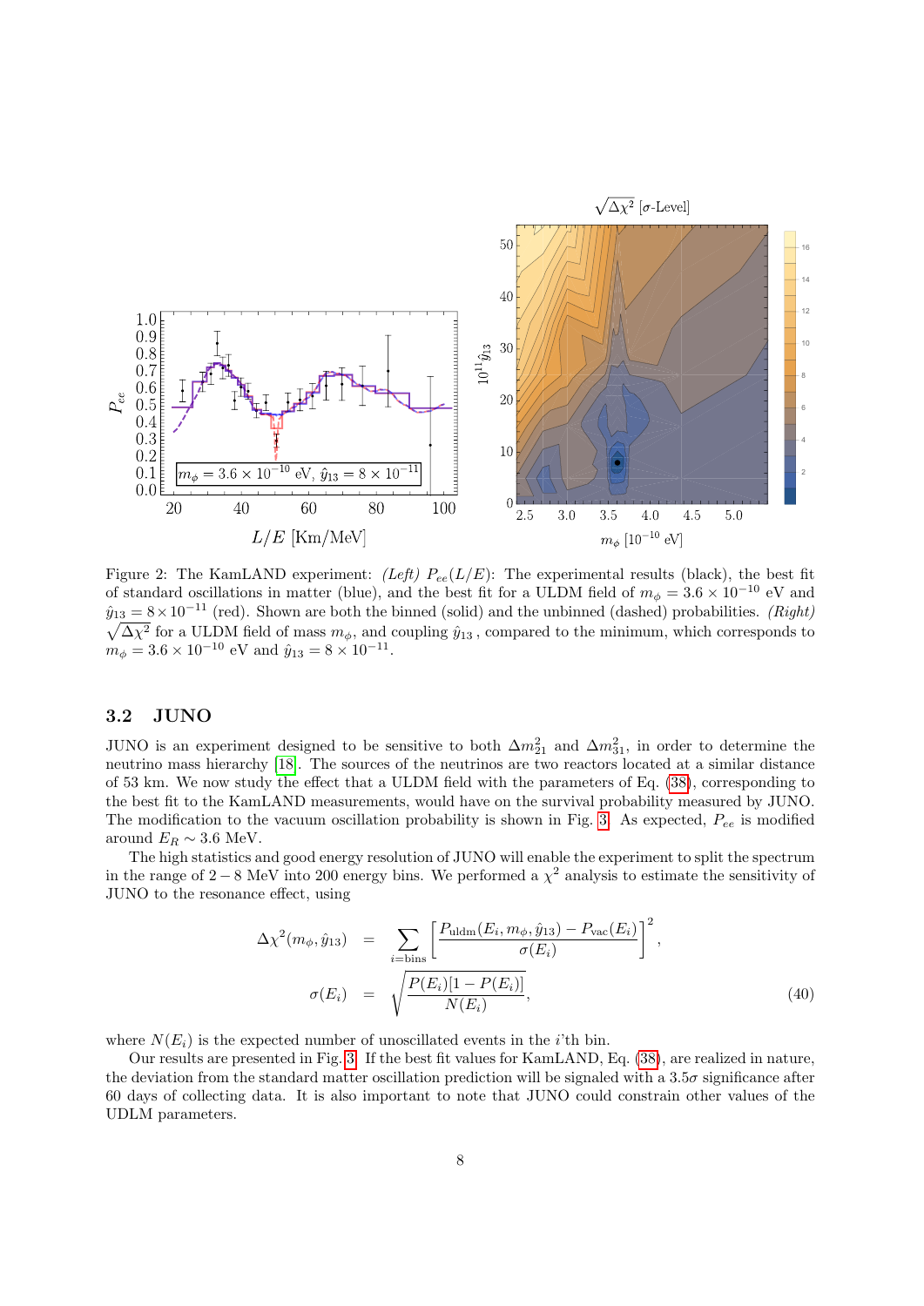Figure 2: The KamLAND experiment: *(Left)* $P_{ee}(L/E)$: The experimental results (black), the best fit of standard oscillations in matter (blue), and the best fit for a ULDM field of $m_\phi = 3.6 \times 10^{-10}$ eV and $\hat{y}_{13} = 8 \times 10^{-11}$ (red). Shown are both the binned (solid) and the unbinned (dashed) probabilities. *(Right)* $\sqrt{\Delta\chi^2}$ for a ULDM field of mass $m_\phi$, and coupling $\hat{y}_{13}$, compared to the minimum, which corresponds to $m_\phi = 3.6 \times 10^{-10}$ eV and $\hat{y}_{13} = 8 \times 10^{-11}$.

### 3.2 JUNO

JUNO is an experiment designed to be sensitive to both $\Delta m^2_{21}$ and $\Delta m^2_{31}$, in order to determine the neutrino mass hierarchy [18]. The sources of the neutrinos are two reactors located at a similar distance of 53 km. We now study the effect that a ULDM field with the parameters of Eq. (38), corresponding to the best fit to the KamLAND measurements, would have on the survival probability measured by JUNO. The modification to the vacuum oscillation probability is shown in Fig. 3. As expected, $P_{ee}$ is modified around $E_R \sim 3.6$ MeV.

The high statistics and good energy resolution of JUNO will enable the experiment to split the spectrum in the range of $2 - 8$ MeV into 200 energy bins. We performed a $\chi^2$ analysis to estimate the sensitivity of JUNO to the resonance effect, using

$$
\begin{aligned}
\Delta\chi^2(m_\phi, \hat{y}_{13}) &= \sum_{i=\text{bins}} \left[ \frac{P_{\text{uldm}}(E_i, m_\phi, \hat{y}_{13}) - P_{\text{vac}}(E_i)}{\sigma(E_i)} \right]^2, \\
\sigma(E_i) &= \sqrt{\frac{P(E_i)[1 - P(E_i)]}{N(E_i)}},
\end{aligned}
\tag{40}
$$

where $N(E_i)$ is the expected number of unoscillated events in the $i$'th bin.

Our results are presented in Fig. 3. If the best fit values for KamLAND, Eq. (38), are realized in nature, the deviation from the standard matter oscillation prediction will be signaled with a $3.5\sigma$ significance after 60 days of collecting data. It is also important to note that JUNO could constrain other values of the UDLM parameters.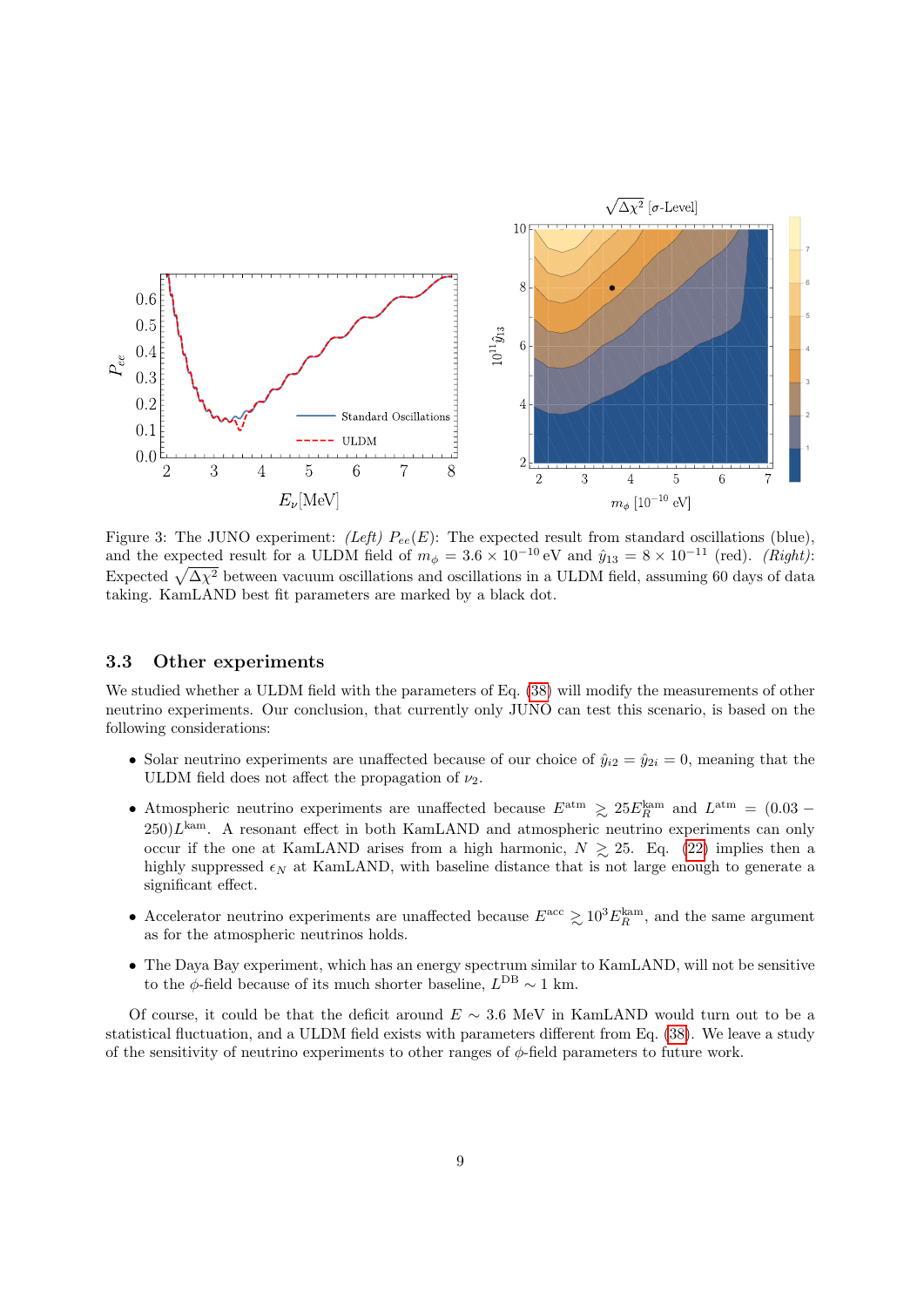Figure 3: The JUNO experiment: *(Left)* $P_{ee}(E)$: The expected result from standard oscillations (blue), and the expected result for a ULDM field of $m_\phi = 3.6 \times 10^{-10}$ eV and $\hat{y}_{13} = 8 \times 10^{-11}$ (red). *(Right)*: Expected $\sqrt{\Delta\chi^2}$ between vacuum oscillations and oscillations in a ULDM field, assuming 60 days of data taking. KamLAND best fit parameters are marked by a black dot.

### 3.3 Other experiments

We studied whether a ULDM field with the parameters of Eq. (38) will modify the measurements of other neutrino experiments. Our conclusion, that currently only JUNO can test this scenario, is based on the following considerations:

- Solar neutrino experiments are unaffected because of our choice of $\hat{y}_{i2} = \hat{y}_{2i} = 0$, meaning that the ULDM field does not affect the propagation of $\nu_2$.
- Atmospheric neutrino experiments are unaffected because $E^{\rm atm} \gtrsim 25 E_R^{\rm kam}$ and $L^{\rm atm} = (0.03 - 250)L^{\rm kam}$. A resonant effect in both KamLAND and atmospheric neutrino experiments can only occur if the one at KamLAND arises from a high harmonic, $N \gtrsim 25$. Eq. (22) implies then a highly suppressed $\epsilon_N$ at KamLAND, with baseline distance that is not large enough to generate a significant effect.
- Accelerator neutrino experiments are unaffected because $E^{\rm acc} \gtrsim 10^3 E_R^{\rm kam}$, and the same argument as for the atmospheric neutrinos holds.
- The Daya Bay experiment, which has an energy spectrum similar to KamLAND, will not be sensitive to the $\phi$-field because of its much shorter baseline, $L^{\rm DB} \sim 1$ km.

Of course, it could be that the deficit around $E \sim 3.6$ MeV in KamLAND would turn out to be a statistical fluctuation, and a ULDM field exists with parameters different from Eq. (38). We leave a study of the sensitivity of neutrino experiments to other ranges of $\phi$-field parameters to future work.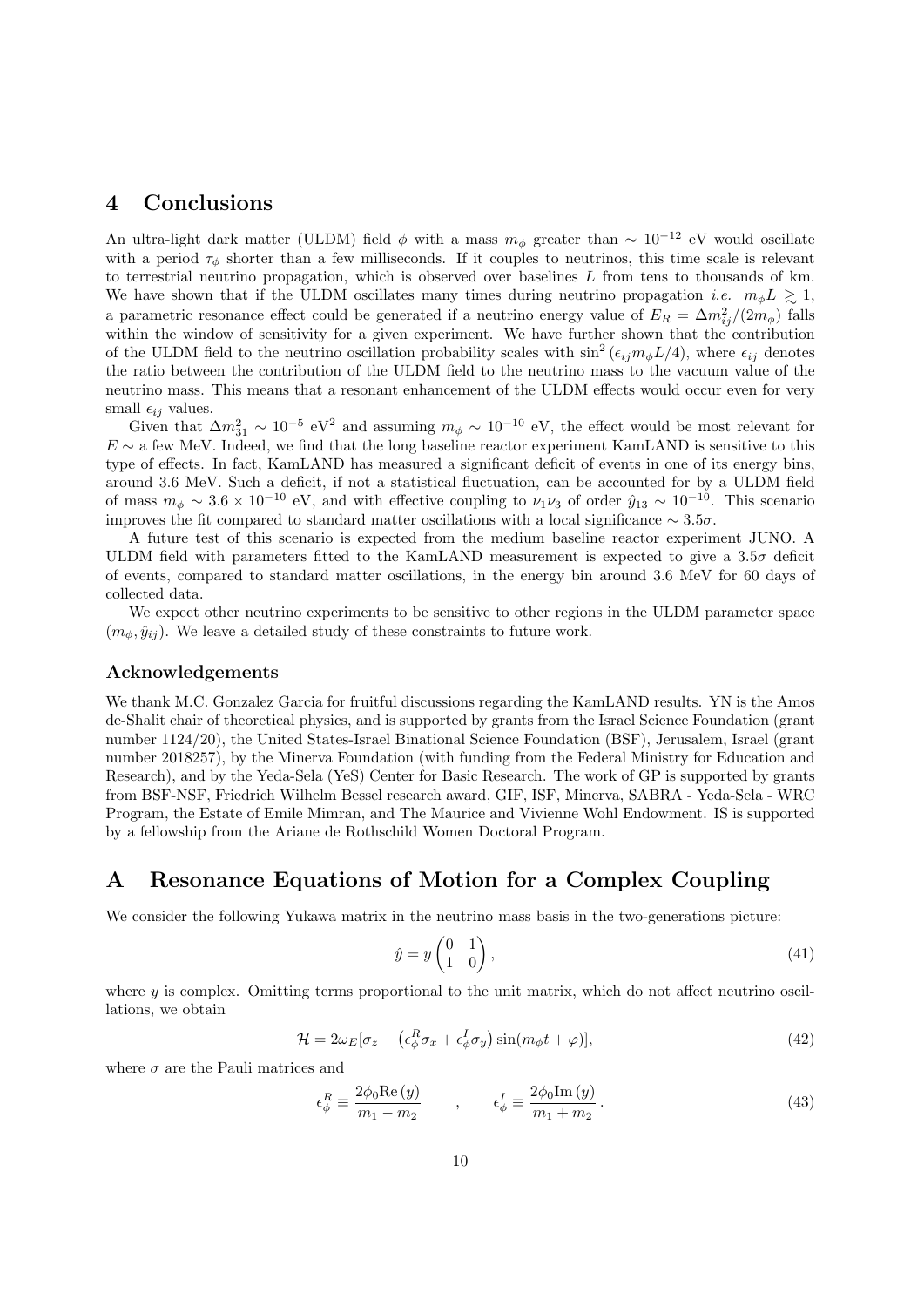# 4 Conclusions

An ultra-light dark matter (ULDM) field $\phi$ with a mass $m_\phi$ greater than $\sim 10^{-12}$ eV would oscillate with a period $\tau_\phi$ shorter than a few milliseconds. If it couples to neutrinos, this time scale is relevant to terrestrial neutrino propagation, which is observed over baselines $L$ from tens to thousands of km. We have shown that if the ULDM oscillates many times during neutrino propagation *i.e.* $m_\phi L \gtrsim 1$, a parametric resonance effect could be generated if a neutrino energy value of $E_R = \Delta m_{ij}^2/(2m_\phi)$ falls within the window of sensitivity for a given experiment. We have further shown that the contribution of the ULDM field to the neutrino oscillation probability scales with $\sin^2(\epsilon_{ij} m_\phi L/4)$, where $\epsilon_{ij}$ denotes the ratio between the contribution of the ULDM field to the neutrino mass to the vacuum value of the neutrino mass. This means that a resonant enhancement of the ULDM effects would occur even for very small $\epsilon_{ij}$ values.

Given that $\Delta m_{31}^2 \sim 10^{-5}$ eV$^2$ and assuming $m_\phi \sim 10^{-10}$ eV, the effect would be most relevant for $E \sim$ a few MeV. Indeed, we find that the long baseline reactor experiment KamLAND is sensitive to this type of effects. In fact, KamLAND has measured a significant deficit of events in one of its energy bins, around 3.6 MeV. Such a deficit, if not a statistical fluctuation, can be accounted for by a ULDM field of mass $m_\phi \sim 3.6 \times 10^{-10}$ eV, and with effective coupling to $\nu_1\nu_3$ of order $\hat{y}_{13} \sim 10^{-10}$. This scenario improves the fit compared to standard matter oscillations with a local significance $\sim 3.5\sigma$.

A future test of this scenario is expected from the medium baseline reactor experiment JUNO. A ULDM field with parameters fitted to the KamLAND measurement is expected to give a $3.5\sigma$ deficit of events, compared to standard matter oscillations, in the energy bin around 3.6 MeV for 60 days of collected data.

We expect other neutrino experiments to be sensitive to other regions in the ULDM parameter space $(m_\phi, \hat{y}_{ij})$. We leave a detailed study of these constraints to future work.

### Acknowledgements

We thank M.C. Gonzalez Garcia for fruitful discussions regarding the KamLAND results. YN is the Amos de-Shalit chair of theoretical physics, and is supported by grants from the Israel Science Foundation (grant number 1124/20), the United States-Israel Binational Science Foundation (BSF), Jerusalem, Israel (grant number 2018257), by the Minerva Foundation (with funding from the Federal Ministry for Education and Research), and by the Yeda-Sela (YeS) Center for Basic Research. The work of GP is supported by grants from BSF-NSF, Friedrich Wilhelm Bessel research award, GIF, ISF, Minerva, SABRA - Yeda-Sela - WRC Program, the Estate of Emile Mimran, and The Maurice and Vivienne Wohl Endowment. IS is supported by a fellowship from the Ariane de Rothschild Women Doctoral Program.

# A Resonance Equations of Motion for a Complex Coupling

We consider the following Yukawa matrix in the neutrino mass basis in the two-generations picture:

$$\hat{y} = y \begin{pmatrix} 0 & 1 \\ 1 & 0 \end{pmatrix}, \tag{41}$$

where $y$ is complex. Omitting terms proportional to the unit matrix, which do not affect neutrino oscillations, we obtain

$$\mathcal{H} = 2\omega_E[\sigma_z + \left(\epsilon_\phi^R \sigma_x + \epsilon_\phi^I \sigma_y\right)\sin(m_\phi t + \varphi)], \tag{42}$$

where $\sigma$ are the Pauli matrices and

$$\epsilon_\phi^R \equiv \frac{2\phi_0 \mathrm{Re}\,(y)}{m_1 - m_2} \qquad , \qquad \epsilon_\phi^I \equiv \frac{2\phi_0 \mathrm{Im}\,(y)}{m_1 + m_2}\,. \tag{43}$$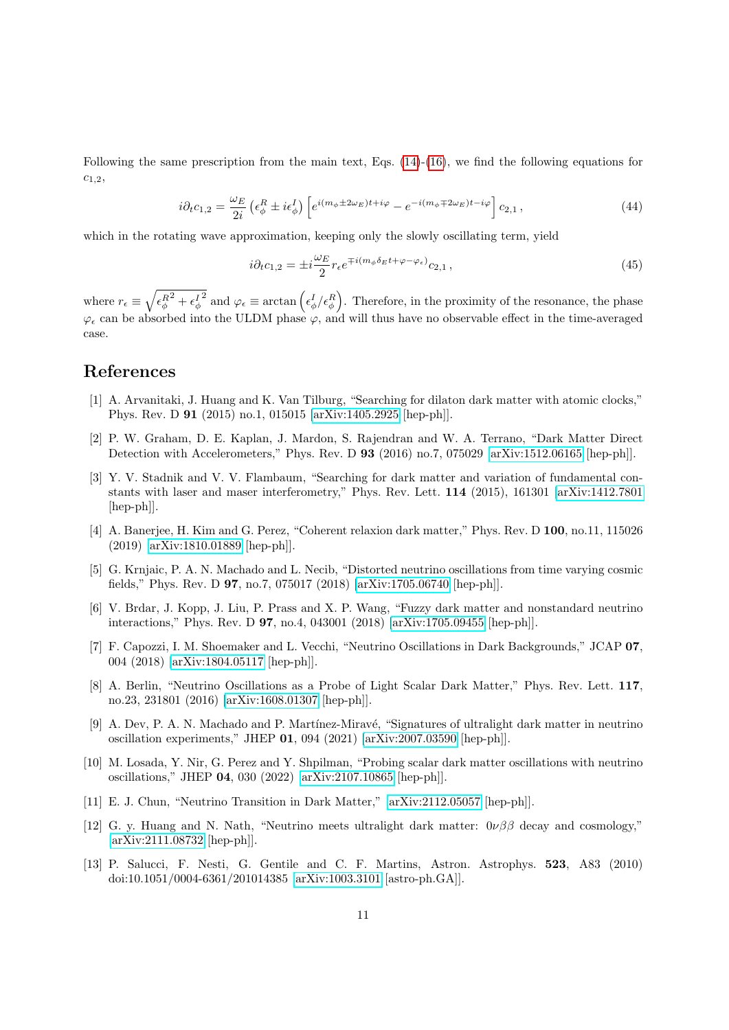Following the same prescription from the main text, Eqs. (14)-(16), we find the following equations for $c_{1,2}$,

$$i\partial_t c_{1,2} = \frac{\omega_E}{2i}\left(\epsilon_\phi^R \pm i\epsilon_\phi^I\right)\left[e^{i(m_\phi \pm 2\omega_E)t + i\varphi} - e^{-i(m_\phi \mp 2\omega_E)t - i\varphi}\right] c_{2,1}\,, \tag{44}$$

which in the rotating wave approximation, keeping only the slowly oscillating term, yield

$$i\partial_t c_{1,2} = \pm i\frac{\omega_E}{2} r_\epsilon e^{\mp i(m_\phi \delta_E t + \varphi - \varphi_\epsilon)} c_{2,1}\,, \tag{45}$$

where $r_\epsilon \equiv \sqrt{{\epsilon_\phi^R}^2 + {\epsilon_\phi^I}^2}$ and $\varphi_\epsilon \equiv \arctan\left(\epsilon_\phi^I/\epsilon_\phi^R\right)$. Therefore, in the proximity of the resonance, the phase $\varphi_\epsilon$ can be absorbed into the ULDM phase $\varphi$, and will thus have no observable effect in the time-averaged case.

## References

[1] A. Arvanitaki, J. Huang and K. Van Tilburg, "Searching for dilaton dark matter with atomic clocks," Phys. Rev. D **91** (2015) no.1, 015015 [arXiv:1405.2925 [hep-ph]].

[2] P. W. Graham, D. E. Kaplan, J. Mardon, S. Rajendran and W. A. Terrano, "Dark Matter Direct Detection with Accelerometers," Phys. Rev. D **93** (2016) no.7, 075029 [arXiv:1512.06165 [hep-ph]].

[3] Y. V. Stadnik and V. V. Flambaum, "Searching for dark matter and variation of fundamental constants with laser and maser interferometry," Phys. Rev. Lett. **114** (2015), 161301 [arXiv:1412.7801 [hep-ph]].

[4] A. Banerjee, H. Kim and G. Perez, "Coherent relaxion dark matter," Phys. Rev. D **100**, no.11, 115026 (2019) [arXiv:1810.01889 [hep-ph]].

[5] G. Krnjaic, P. A. N. Machado and L. Necib, "Distorted neutrino oscillations from time varying cosmic fields," Phys. Rev. D **97**, no.7, 075017 (2018) [arXiv:1705.06740 [hep-ph]].

[6] V. Brdar, J. Kopp, J. Liu, P. Prass and X. P. Wang, "Fuzzy dark matter and nonstandard neutrino interactions," Phys. Rev. D **97**, no.4, 043001 (2018) [arXiv:1705.09455 [hep-ph]].

[7] F. Capozzi, I. M. Shoemaker and L. Vecchi, "Neutrino Oscillations in Dark Backgrounds," JCAP **07**, 004 (2018) [arXiv:1804.05117 [hep-ph]].

[8] A. Berlin, "Neutrino Oscillations as a Probe of Light Scalar Dark Matter," Phys. Rev. Lett. **117**, no.23, 231801 (2016) [arXiv:1608.01307 [hep-ph]].

[9] A. Dev, P. A. N. Machado and P. Martínez-Miravé, "Signatures of ultralight dark matter in neutrino oscillation experiments," JHEP **01**, 094 (2021) [arXiv:2007.03590 [hep-ph]].

[10] M. Losada, Y. Nir, G. Perez and Y. Shpilman, "Probing scalar dark matter oscillations with neutrino oscillations," JHEP **04**, 030 (2022) [arXiv:2107.10865 [hep-ph]].

[11] E. J. Chun, "Neutrino Transition in Dark Matter," [arXiv:2112.05057 [hep-ph]].

[12] G. y. Huang and N. Nath, "Neutrino meets ultralight dark matter: $0\nu\beta\beta$ decay and cosmology," [arXiv:2111.08732 [hep-ph]].

[13] P. Salucci, F. Nesti, G. Gentile and C. F. Martins, Astron. Astrophys. **523**, A83 (2010) doi:10.1051/0004-6361/201014385 [arXiv:1003.3101 [astro-ph.GA]].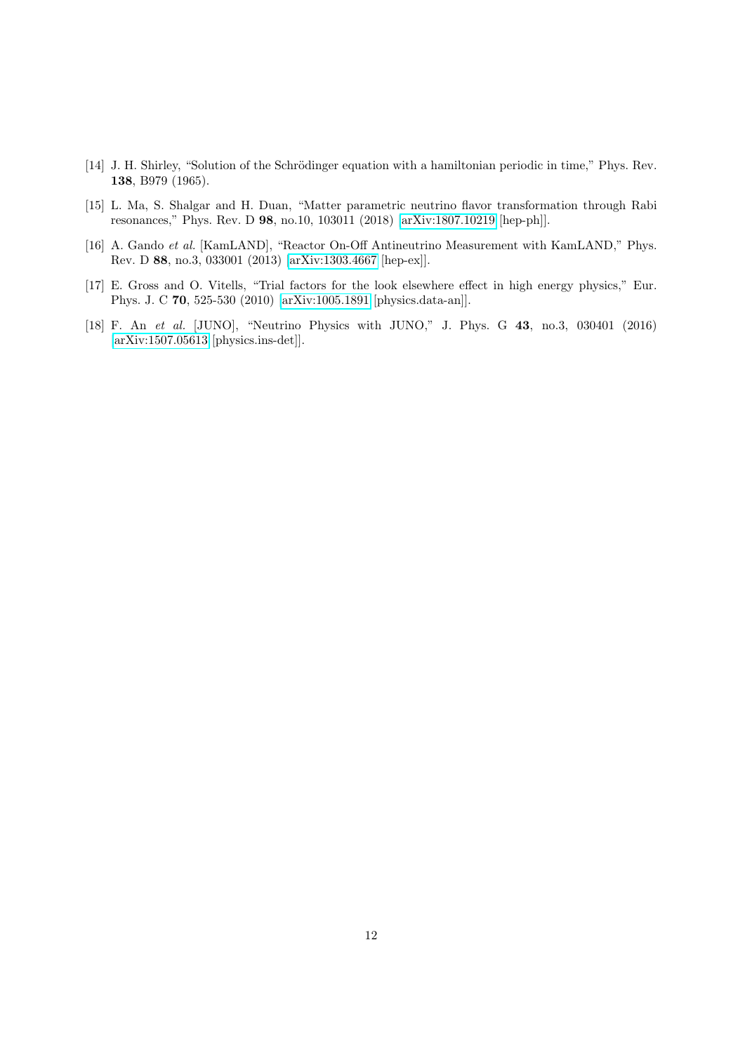[14] J. H. Shirley, "Solution of the Schrödinger equation with a hamiltonian periodic in time," Phys. Rev. **138**, B979 (1965).

[15] L. Ma, S. Shalgar and H. Duan, "Matter parametric neutrino flavor transformation through Rabi resonances," Phys. Rev. D **98**, no.10, 103011 (2018) [arXiv:1807.10219 [hep-ph]].

[16] A. Gando *et al.* [KamLAND], "Reactor On-Off Antineutrino Measurement with KamLAND," Phys. Rev. D **88**, no.3, 033001 (2013) [arXiv:1303.4667 [hep-ex]].

[17] E. Gross and O. Vitells, "Trial factors for the look elsewhere effect in high energy physics," Eur. Phys. J. C **70**, 525-530 (2010) [arXiv:1005.1891 [physics.data-an]].

[18] F. An *et al.* [JUNO], "Neutrino Physics with JUNO," J. Phys. G **43**, no.3, 030401 (2016) [arXiv:1507.05613 [physics.ins-det]].